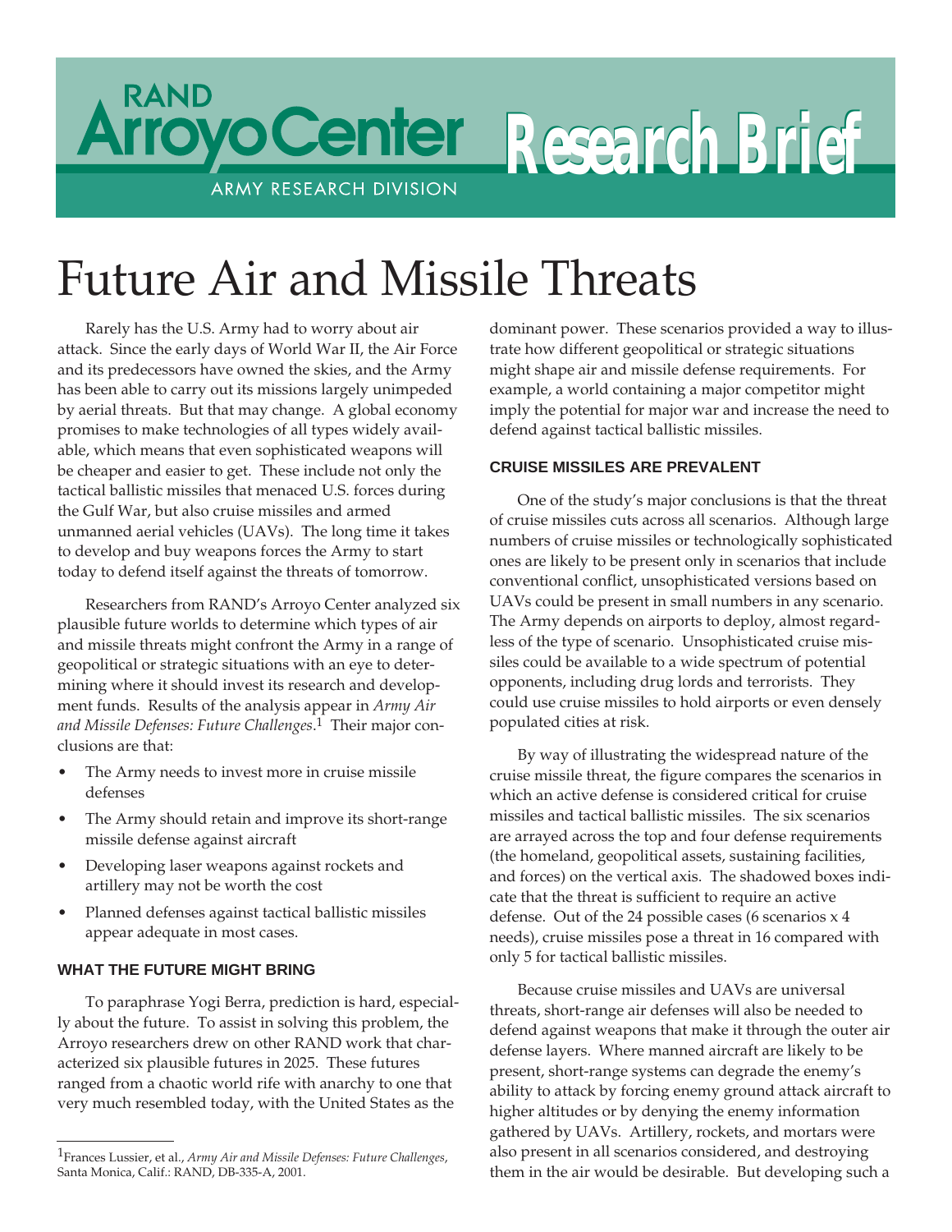RAND Arroyo Center — Army Research Division

# Research Brief

# Future Air and Missile Threats

Rarely has the U.S. Army had to worry about air attack. Since the early days of World War II, the Air Force and its predecessors have owned the skies, and the Army has been able to carry out its missions largely unimpeded by aerial threats. But that may change. A global economy promises to make technologies of all types widely available, which means that even sophisticated weapons will be cheaper and easier to get. These include not only the tactical ballistic missiles that menaced U.S. forces during the Gulf War, but also cruise missiles and armed unmanned aerial vehicles (UAVs). The long time it takes to develop and buy weapons forces the Army to start today to defend itself against the threats of tomorrow.

Researchers from RAND's Arroyo Center analyzed six plausible future worlds to determine which types of air and missile threats might confront the Army in a range of geopolitical or strategic situations with an eye to determining where it should invest its research and development funds. Results of the analysis appear in *Army Air and Missile Defenses: Future Challenges*.[1] Their major conclusions are that:

- The Army needs to invest more in cruise missile defenses
- The Army should retain and improve its short-range missile defense against aircraft
- Developing laser weapons against rockets and artillery may not be worth the cost
- Planned defenses against tactical ballistic missiles appear adequate in most cases.

## WHAT THE FUTURE MIGHT BRING

To paraphrase Yogi Berra, prediction is hard, especially about the future. To assist in solving this problem, the Arroyo researchers drew on other RAND work that characterized six plausible futures in 2025. These futures ranged from a chaotic world rife with anarchy to one that very much resembled today, with the United States as the dominant power. These scenarios provided a way to illustrate how different geopolitical or strategic situations might shape air and missile defense requirements. For example, a world containing a major competitor might imply the potential for major war and increase the need to defend against tactical ballistic missiles.

## CRUISE MISSILES ARE PREVALENT

One of the study's major conclusions is that the threat of cruise missiles cuts across all scenarios. Although large numbers of cruise missiles or technologically sophisticated ones are likely to be present only in scenarios that include conventional conflict, unsophisticated versions based on UAVs could be present in small numbers in any scenario. The Army depends on airports to deploy, almost regardless of the type of scenario. Unsophisticated cruise missiles could be available to a wide spectrum of potential opponents, including drug lords and terrorists. They could use cruise missiles to hold airports or even densely populated cities at risk.

By way of illustrating the widespread nature of the cruise missile threat, the figure compares the scenarios in which an active defense is considered critical for cruise missiles and tactical ballistic missiles. The six scenarios are arrayed across the top and four defense requirements (the homeland, geopolitical assets, sustaining facilities, and forces) on the vertical axis. The shadowed boxes indicate that the threat is sufficient to require an active defense. Out of the 24 possible cases (6 scenarios x 4 needs), cruise missiles pose a threat in 16 compared with only 5 for tactical ballistic missiles.

Because cruise missiles and UAVs are universal threats, short-range air defenses will also be needed to defend against weapons that make it through the outer air defense layers. Where manned aircraft are likely to be present, short-range systems can degrade the enemy's ability to attack by forcing enemy ground attack aircraft to higher altitudes or by denying the enemy information gathered by UAVs. Artillery, rockets, and mortars were also present in all scenarios considered, and destroying them in the air would be desirable. But developing such a

---

[1] Frances Lussier, et al., *Army Air and Missile Defenses: Future Challenges*, Santa Monica, Calif.: RAND, DB-335-A, 2001.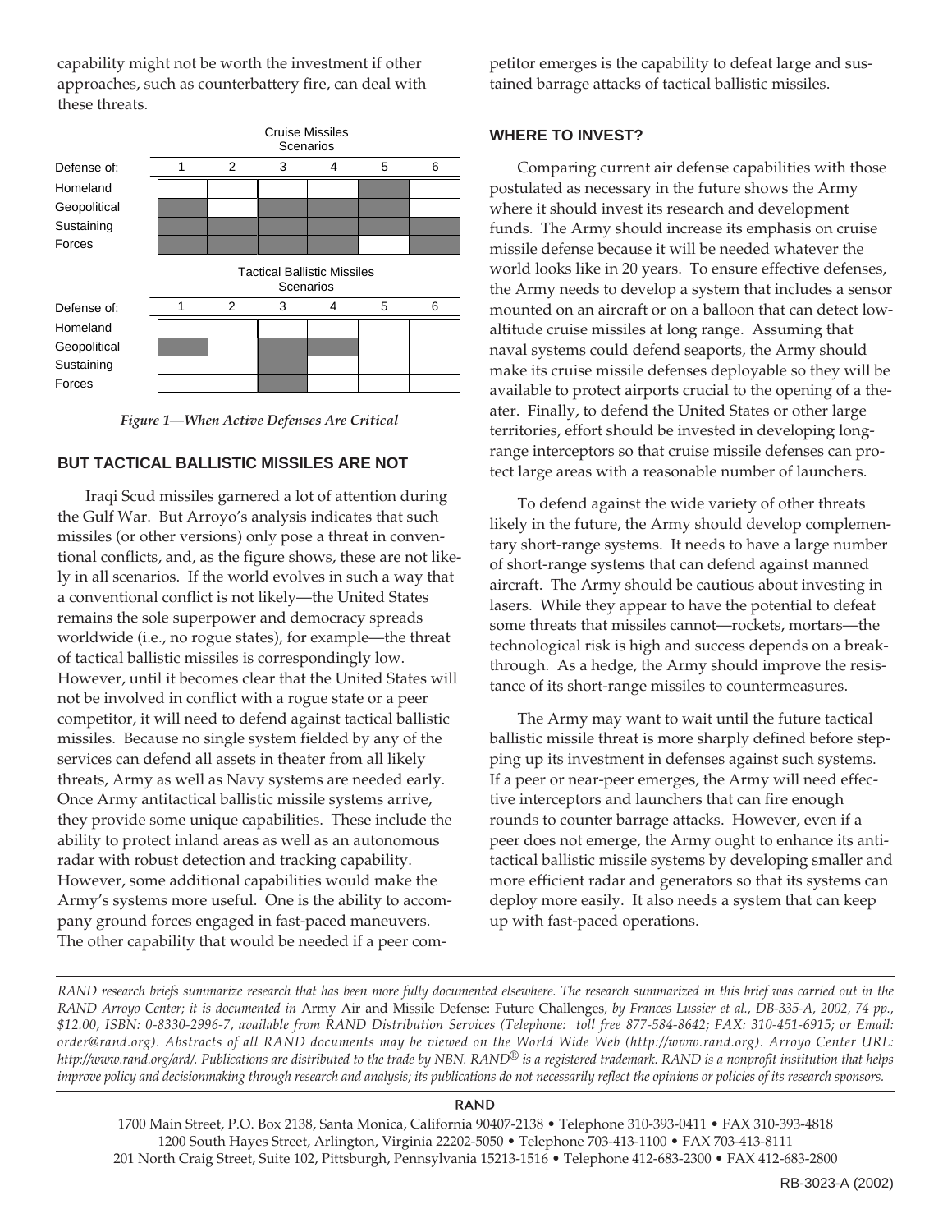capability might not be worth the investment if other approaches, such as counterbattery fire, can deal with these threats.

Cruise Missiles
Scenarios

Defense of: 1 2 3 4 5 6

Homeland

Geopolitical

Sustaining

Forces

Tactical Ballistic Missiles
Scenarios

Defense of: 1 2 3 4 5 6

Homeland

Geopolitical

Sustaining

Forces

*Figure 1—When Active Defenses Are Critical*

## BUT TACTICAL BALLISTIC MISSILES ARE NOT

Iraqi Scud missiles garnered a lot of attention during the Gulf War. But Arroyo's analysis indicates that such missiles (or other versions) only pose a threat in conventional conflicts, and, as the figure shows, these are not likely in all scenarios. If the world evolves in such a way that a conventional conflict is not likely—the United States remains the sole superpower and democracy spreads worldwide (i.e., no rogue states), for example—the threat of tactical ballistic missiles is correspondingly low. However, until it becomes clear that the United States will not be involved in conflict with a rogue state or a peer competitor, it will need to defend against tactical ballistic missiles. Because no single system fielded by any of the services can defend all assets in theater from all likely threats, Army as well as Navy systems are needed early. Once Army antitactical ballistic missile systems arrive, they provide some unique capabilities. These include the ability to protect inland areas as well as an autonomous radar with robust detection and tracking capability. However, some additional capabilities would make the Army's systems more useful. One is the ability to accompany ground forces engaged in fast-paced maneuvers. The other capability that would be needed if a peer competitor emerges is the capability to defeat large and sustained barrage attacks of tactical ballistic missiles.

## WHERE TO INVEST?

Comparing current air defense capabilities with those postulated as necessary in the future shows the Army where it should invest its research and development funds. The Army should increase its emphasis on cruise missile defense because it will be needed whatever the world looks like in 20 years. To ensure effective defenses, the Army needs to develop a system that includes a sensor mounted on an aircraft or on a balloon that can detect low-altitude cruise missiles at long range. Assuming that naval systems could defend seaports, the Army should make its cruise missile defenses deployable so they will be available to protect airports crucial to the opening of a theater. Finally, to defend the United States or other large territories, effort should be invested in developing long-range interceptors so that cruise missile defenses can protect large areas with a reasonable number of launchers.

To defend against the wide variety of other threats likely in the future, the Army should develop complementary short-range systems. It needs to have a large number of short-range systems that can defend against manned aircraft. The Army should be cautious about investing in lasers. While they appear to have the potential to defeat some threats that missiles cannot—rockets, mortars—the technological risk is high and success depends on a breakthrough. As a hedge, the Army should improve the resistance of its short-range missiles to countermeasures.

The Army may want to wait until the future tactical ballistic missile threat is more sharply defined before stepping up its investment in defenses against such systems. If a peer or near-peer emerges, the Army will need effective interceptors and launchers that can fire enough rounds to counter barrage attacks. However, even if a peer does not emerge, the Army ought to enhance its antitactical ballistic missile systems by developing smaller and more efficient radar and generators so that its systems can deploy more easily. It also needs a system that can keep up with fast-paced operations.

*RAND research briefs summarize research that has been more fully documented elsewhere. The research summarized in this brief was carried out in the RAND Arroyo Center; it is documented in* Army Air and Missile Defense: Future Challenges*, by Frances Lussier et al., DB-335-A, 2002, 74 pp., $12.00, ISBN: 0-8330-2996-7, available from RAND Distribution Services (Telephone: toll free 877-584-8642; FAX: 310-451-6915; or Email: order@rand.org). Abstracts of all RAND documents may be viewed on the World Wide Web (http://www.rand.org). Arroyo Center URL: http://www.rand.org/ard/. Publications are distributed to the trade by NBN. RAND® is a registered trademark. RAND is a nonprofit institution that helps improve policy and decisionmaking through research and analysis; its publications do not necessarily reflect the opinions or policies of its research sponsors.*

**RAND**

1700 Main Street, P.O. Box 2138, Santa Monica, California 90407-2138 • Telephone 310-393-0411 • FAX 310-393-4818
1200 South Hayes Street, Arlington, Virginia 22202-5050 • Telephone 703-413-1100 • FAX 703-413-8111
201 North Craig Street, Suite 102, Pittsburgh, Pennsylvania 15213-1516 • Telephone 412-683-2300 • FAX 412-683-2800

RB-3023-A (2002)